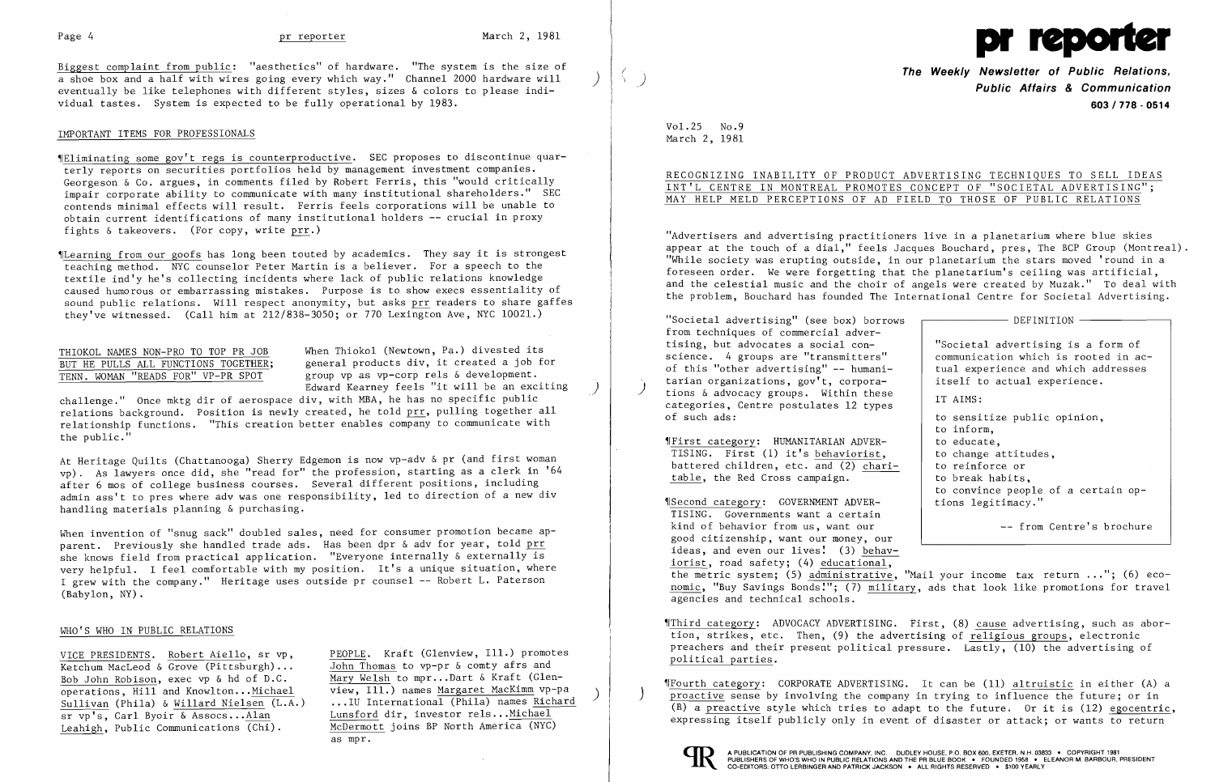Biggest complaint from public: "aesthetics" of hardware. "The system is the size of a shoe box and a half with wires going every which way." Channel 2000 hardware will eventually be like telephones with different styles, sizes & colors to please individual tastes. System is expected to be fully operational by 1983.

## IMPORTANT ITEMS FOR PROFESSIONALS

¶Eliminating some gov't regs is counterproductive. SEC proposes to discontinue quarterly reports on securities portfolios held by management investment companies. Georgeson & Co. argues, in comments filed by Robert Ferris, this "would critically impair corporate ability to communicate with many institutional shareholders." SEC contends minimal effects will result. Ferris feels corporations will be unable to obtain current identifications of many institutional holders -- crucial in proxy fights & takeovers. (For copy, write prr.)

¶Learning from our goofs has long been touted by academics. They say it is strongest teaching method. NYC counselor Peter Martin is a believer. For a speech to the textile ind'y he's collecting incidents where lack of public relations knowledge caused humorous or embarrassing mistakes. Purpose is to show execs essentiality of sound public relations. Will respect anonymity, but asks prr readers to share gaffes they've witnessed. (Call him at 212/838-3050; or 770 Lexington Ave, NYC 10021.)

## THIOKOL NAMES NON-PRO TO TOP PR JOB BUT HE PULLS ALL FUNCTIONS TOGETHER; TENN. WOMAN "READS FOR" VP-PR SPOT

When Thiokol (Newtown, Pa.) divested its general products div, it created a job for group vp as vp-corp rels & development. Edward Kearney feels "it will be an exciting challenge." Once mktg dir of aerospace div, with MBA, he has no specific public relations background. Position is newly created, he told prr, pulling together all relationship functions. "This creation better enables company to communicate with the public."

At Heritage Quilts (Chattanooga) Sherry Edgemon is now vp-adv & pr (and first woman vp). As lawyers once did, she "read for" the profession, starting as a clerk in '64 after 6 mos of college business courses. Several different positions, including admin ass't to pres where adv was one responsibility, led to direction of a new div handling materials planning & purchasing.

When invention of "snug sack" doubled sales, need for consumer promotion became apparent. Previously she handled trade ads. Has been dpr & adv for year, told prr she knows field from practical application. "Everyone internally & externally is very helpful. I feel comfortable with my position. It's a unique situation, where I grew with the company." Heritage uses outside pr counsel -- Robert L. Paterson (Babylon, NY).

## WHO'S WHO IN PUBLIC RELATIONS

VICE PRESIDENTS. Robert Aiello, sr vp, Ketchum MacLeod & Grove (Pittsburgh)... Bob John Robison, exec vp & hd of D.C. operations, Hill and Knowlton...Michael Sullivan (Phila) & Willard Nielsen (L.A.) sr vp's, Carl Byoir & Assocs...Alan Leahigh, Public Communications (Chi).

PEOPLE. Kraft (Glenview, Ill.) promotes John Thomas to vp-pr & comty afrs and Mary Welsh to mpr...Dart & Kraft (Glenview, Ill.) names Margaret MacKimm vp-pa ...IU International (Phila) names Richard Lunsford dir, investor rels...Michael McDermott joins BP North America (NYC) as mpr.

# pr reporter

**The Weekly Newsletter of Public Relations, Public Affairs & Communication**
**603 / 778 - 0514**

Vol.25 No.9
March 2, 1981

## RECOGNIZING INABILITY OF PRODUCT ADVERTISING TECHNIQUES TO SELL IDEAS INT'L CENTRE IN MONTREAL PROMOTES CONCEPT OF "SOCIETAL ADVERTISING"; MAY HELP MELD PERCEPTIONS OF AD FIELD TO THOSE OF PUBLIC RELATIONS

"Advertisers and advertising practitioners live in a planetarium where blue skies appear at the touch of a dial," feels Jacques Bouchard, pres, The BCP Group (Montreal). "While society was erupting outside, in our planetarium the stars moved 'round in a foreseen order. We were forgetting that the planetarium's ceiling was artificial, and the celestial music and the choir of angels were created by Muzak." To deal with the problem, Bouchard has founded The International Centre for Societal Advertising.

"Societal advertising" (see box) borrows from techniques of commercial advertising, but advocates a social conscience. 4 groups are "transmitters" of this "other advertising" -- humanitarian organizations, gov't, corporations & advocacy groups. Within these categories, Centre postulates 12 types of such ads:

> **DEFINITION**
>
> "Societal advertising is a form of communication which is rooted in actual experience and which addresses itself to actual experience.
>
> IT AIMS:
>
> to sensitize public opinion,
> to inform,
> to educate,
> to change attitudes,
> to reinforce or
> to break habits,
> to convince people of a certain options legitimacy."
>
> -- from Centre's brochure

¶First category: HUMANITARIAN ADVERTISING. First (1) it's behaviorist, battered children, etc. and (2) charitable, the Red Cross campaign.

¶Second category: GOVERNMENT ADVERTISING. Governments want a certain kind of behavior from us, want our good citizenship, want our money, our ideas, and even our lives! (3) behaviorist, road safety; (4) educational, the metric system; (5) administrative, "Mail your income tax return ..."; (6) economic, "Buy Savings Bonds!"; (7) military, ads that look like promotions for travel agencies and technical schools.

¶Third category: ADVOCACY ADVERTISING. First, (8) cause advertising, such as abortion, strikes, etc. Then, (9) the advertising of religious groups, electronic preachers and their present political pressure. Lastly, (10) the advertising of political parties.

¶Fourth category: CORPORATE ADVERTISING. It can be (11) altruistic in either (A) a proactive sense by involving the company in trying to influence the future; or in (B) a preactive style which tries to adapt to the future. Or it is (12) egocentric, expressing itself publicly only in event of disaster or attack; or wants to return

A PUBLICATION OF PR PUBLISHING COMPANY, INC. DUDLEY HOUSE, P.O. BOX 600, EXETER, N.H. 03833 • COPYRIGHT 1981 PUBLISHERS OF WHO'S WHO IN PUBLIC RELATIONS AND THE PR BLUE BOOK • FOUNDED 1958 • ELEANOR M. BARBOUR, PRESIDENT CO-EDITORS: OTTO LERBINGER AND PATRICK JACKSON • ALL RIGHTS RESERVED • $100 YEARLY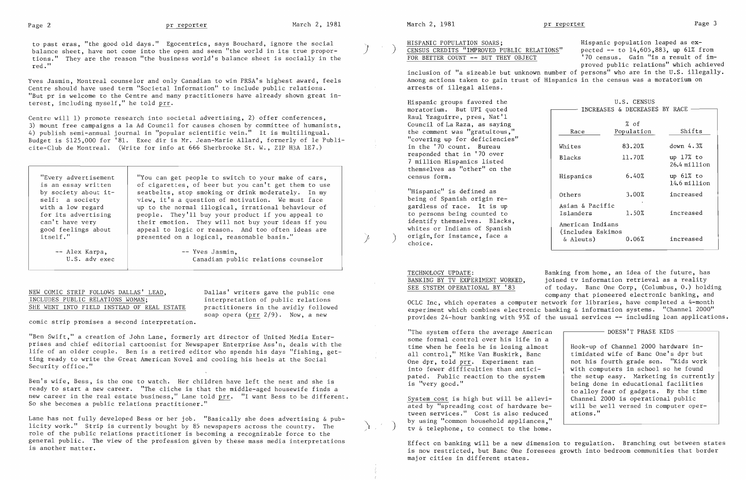to past eras, "the good old days." Egocentrics, says Bouchard, ignore the social balance sheet, have not come into the open and seen "the world in its true proportions." They are the reason "the business world's balance sheet is socially in the red."

Yves Jasmin, Montreal counselor and only Canadian to win PRSA's highest award, feels Centre should have used term "Societal Information" to include public relations. "But pr is welcome to the Centre and many practitioners have already shown great interest, including myself," he told prr.

Centre will 1) promote research into societal advertising, 2) offer conferences, 3) mount free campaigns a la Ad Council for causes chosen by committee of humanists, 4) publish semi-annual journal in "popular scientific vein." It is multilingual. Budget is $125,000 for '81. Exec dir is Mr. Jean-Marie Allard, formerly of le Publicite-Club de Montreal. (Write for info at 666 Sherbrooke St. W., ZIP H3A 1E7.)

> "Every advertisement is an essay written by society about itself: a society with a low regard for its advertising can't have very good feelings about itself."
>
> -- Alex Karpa, U.S. adv exec

> "You can get people to switch to your make of cars, of cigarettes, of beer but you can't get them to use seatbelts, stop smoking or drink moderately. In my view, it's a question of motivation. We must face up to the normal illogical, irrational behaviour of people. They'll buy your product if you appeal to their emotion. They will not buy your ideas if you appeal to logic or reason. And too often ideas are presented on a logical, reasonable basis."
>
> -- Yves Jasmin, Canadian public relations counselor

## NEW COMIC STRIP FOLLOWS DALLAS' LEAD, INCLUDES PUBLIC RELATIONS WOMAN; SHE WENT INTO FIELD INSTEAD OF REAL ESTATE

Dallas' writers gave the public one interpretation of public relations practitioners in the avidly followed soap opera (prr 2/9). Now, a new comic strip promises a second interpretation.

"Ben Swift," a creation of John Lane, formerly art director of United Media Enterprises and chief editorial cartoonist for Newspaper Enterprise Ass'n, deals with the life of an older couple. Ben is a retired editor who spends his days "fishing, getting ready to write the Great American Novel and cooling his heels at the Social Security office."

Ben's wife, Bess, is the one to watch. Her children have left the nest and she is ready to start a new career. "The cliche is that the middle-aged housewife finds a new career in the real estate business," Lane told prr. "I want Bess to be different. So she becomes a public relations practitioner."

Lane has not fully developed Bess or her job. "Basically she does advertising & publicity work." Strip is currently bought by 85 newspapers across the country. The role of the public relations practitioner is becoming a recognizable force to the general public. The view of the profession given by these mass media interpretations is another matter.

## HISPANIC POPULATION SOARS; CENSUS CREDITS "IMPROVED PUBLIC RELATIONS" FOR BETTER COUNT -- BUT THEY OBJECT

Hispanic population leaped as expected -- to 14,605,883, up 61% from '70 census. Gain "is a result of improved public relations" which achieved inclusion of "a sizeable but unknown number of persons" who are in the U.S. illegally. Among actions taken to gain trust of Hispanics in the census was a moratorium on arrests of illegal aliens.

Hispanic groups favored the moratorium. But UPI quoted Raul Yzaguirre, pres, Nat'l Council of La Raza, as saying the comment was "gratuitous," "covering up for deficiencies" in the '70 count. Bureau responded that in '70 over 7 million Hispanics listed themselves as "other" on the census form.

"Hispanic" is defined as being of Spanish origin regardless of race. It is up to persons being counted to identify themselves. Blacks, whites or Indians of Spanish origin, for instance, face a choice.

U.S. CENSUS
INCREASES & DECREASES BY RACE

| Race | % of Population | Shifts |
|---|---|---|
| Whites | 83.20% | down 4.3% |
| Blacks | 11.70% | up 17% to 26.4 million |
| Hispanics | 6.40% | up 61% to 14.6 million |
| Others | 3.00% | increased |
| Asian & Pacific Islanders | 1.50% | increased |
| American Indians (includes Eskimos & Aleuts) | 0.06% | increased |

## TECHNOLOGY UPDATE: BANKING BY TV EXPERIMENT WORKED, SEE SYSTEM OPERATIONAL BY '83

Banking from home, an idea of the future, has joined tv information retrieval as a reality of today. Banc One Corp, (Columbus, O.) holding company that pioneered electronic banking, and OCLC Inc, which operates a computer network for libraries, have completed a 4-month experiment which combines electronic banking & information systems. "Channel 2000" provides 24-hour banking with 95% of the usual services -- including loan applications.

"The system offers the average American some formal control over his life in a time when he feels he is losing almost all control," Mike Van Buskirk, Banc One dpr, told prr. Experiment ran into fewer difficulties than anticipated. Public reaction to the system is "very good."

System cost is high but will be alleviated by "spreading cost of hardware between services." Cost is also reduced by using "common household appliances," tv & telephone, to connect to the home.

> **DOESN'T PHASE KIDS**
>
> Hook-up of Channel 2000 hardware intimidated wife of Banc One's dpr but not his fourth grade son. "Kids work with computers in school so he found the setup easy. Marketing is currently being done in educational facilities to alloy fear of gadgets. By the time Channel 2000 is operational public will be well versed in computer operations."

Effect on banking will be a new dimension to regulation. Branching out between states is now restricted, but Banc One foresees growth into bedroom communities that border major cities in different states.